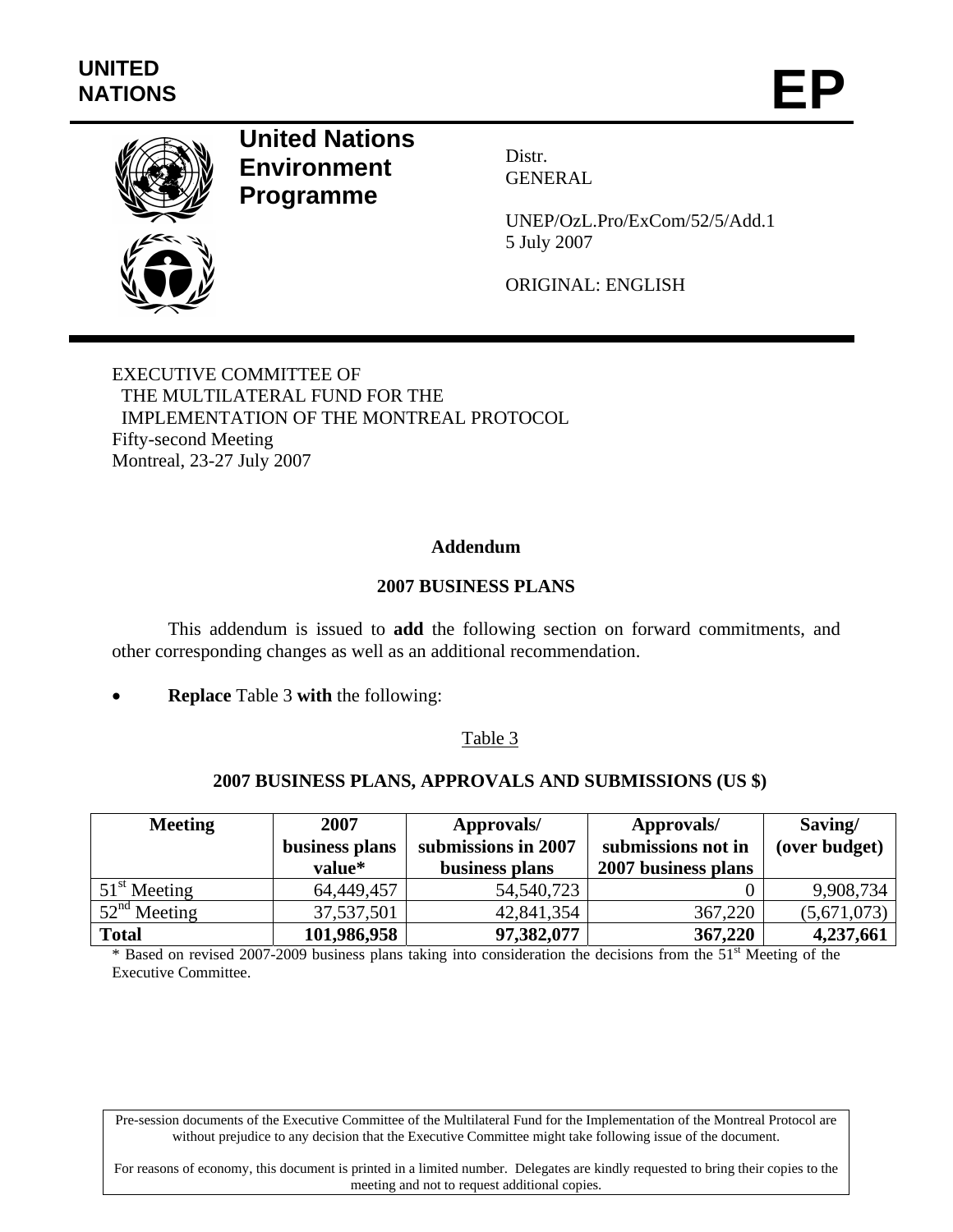UNITED NATIONS

# EP

**United Nations Environment Programme**

Distr.
GENERAL

UNEP/OzL.Pro/ExCom/52/5/Add.1
5 July 2007

ORIGINAL: ENGLISH

EXECUTIVE COMMITTEE OF
THE MULTILATERAL FUND FOR THE
IMPLEMENTATION OF THE MONTREAL PROTOCOL
Fifty-second Meeting
Montreal, 23-27 July 2007

## Addendum

## 2007 BUSINESS PLANS

This addendum is issued to **add** the following section on forward commitments, and other corresponding changes as well as an additional recommendation.

- **Replace** Table 3 **with** the following:

Table 3

**2007 BUSINESS PLANS, APPROVALS AND SUBMISSIONS (US $)**

| Meeting | 2007 business plans value* | Approvals/ submissions in 2007 business plans | Approvals/ submissions not in 2007 business plans | Saving/ (over budget) |
|---|---|---|---|---|
| 51st Meeting | 64,449,457 | 54,540,723 | 0 | 9,908,734 |
| 52nd Meeting | 37,537,501 | 42,841,354 | 367,220 | (5,671,073) |
| **Total** | **101,986,958** | **97,382,077** | **367,220** | **4,237,661** |

\* Based on revised 2007-2009 business plans taking into consideration the decisions from the 51st Meeting of the Executive Committee.

Pre-session documents of the Executive Committee of the Multilateral Fund for the Implementation of the Montreal Protocol are without prejudice to any decision that the Executive Committee might take following issue of the document.

For reasons of economy, this document is printed in a limited number. Delegates are kindly requested to bring their copies to the meeting and not to request additional copies.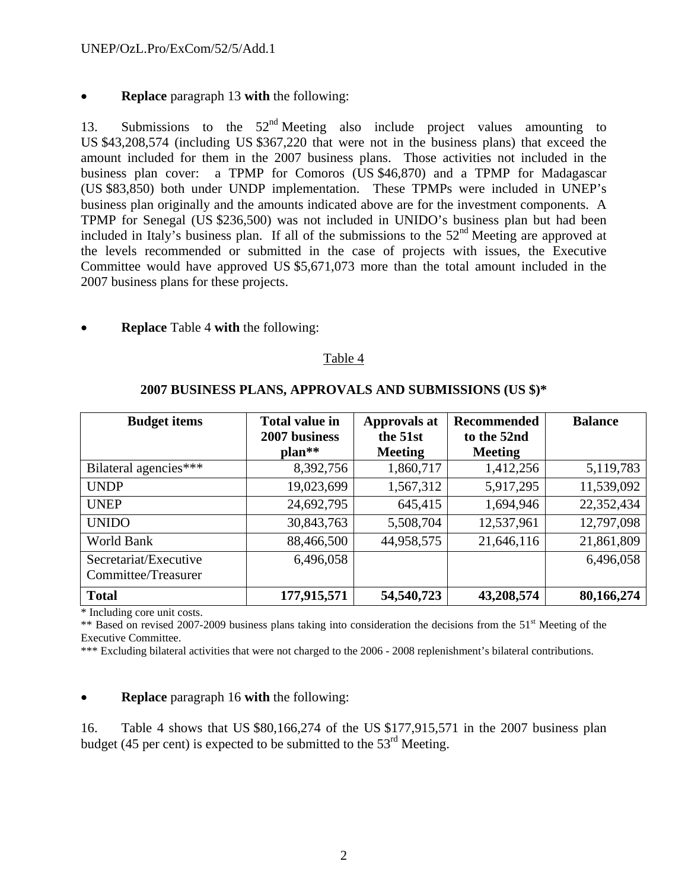- **Replace** paragraph 13 **with** the following:

13. Submissions to the 52nd Meeting also include project values amounting to US $43,208,574 (including US $367,220 that were not in the business plans) that exceed the amount included for them in the 2007 business plans. Those activities not included in the business plan cover: a TPMP for Comoros (US $46,870) and a TPMP for Madagascar (US $83,850) both under UNDP implementation. These TPMPs were included in UNEP's business plan originally and the amounts indicated above are for the investment components. A TPMP for Senegal (US $236,500) was not included in UNIDO's business plan but had been included in Italy's business plan. If all of the submissions to the 52nd Meeting are approved at the levels recommended or submitted in the case of projects with issues, the Executive Committee would have approved US $5,671,073 more than the total amount included in the 2007 business plans for these projects.

- **Replace** Table 4 **with** the following:

Table 4

**2007 BUSINESS PLANS, APPROVALS AND SUBMISSIONS (US $)***

| Budget items | Total value in 2007 business plan** | Approvals at the 51st Meeting | Recommended to the 52nd Meeting | Balance |
|---|---|---|---|---|
| Bilateral agencies*** | 8,392,756 | 1,860,717 | 1,412,256 | 5,119,783 |
| UNDP | 19,023,699 | 1,567,312 | 5,917,295 | 11,539,092 |
| UNEP | 24,692,795 | 645,415 | 1,694,946 | 22,352,434 |
| UNIDO | 30,843,763 | 5,508,704 | 12,537,961 | 12,797,098 |
| World Bank | 88,466,500 | 44,958,575 | 21,646,116 | 21,861,809 |
| Secretariat/Executive Committee/Treasurer | 6,496,058 | | | 6,496,058 |
| **Total** | **177,915,571** | **54,540,723** | **43,208,574** | **80,166,274** |

\* Including core unit costs.
\** Based on revised 2007-2009 business plans taking into consideration the decisions from the 51st Meeting of the Executive Committee.
\*** Excluding bilateral activities that were not charged to the 2006 - 2008 replenishment's bilateral contributions.

- **Replace** paragraph 16 **with** the following:

16. Table 4 shows that US $80,166,274 of the US $177,915,571 in the 2007 business plan budget (45 per cent) is expected to be submitted to the 53rd Meeting.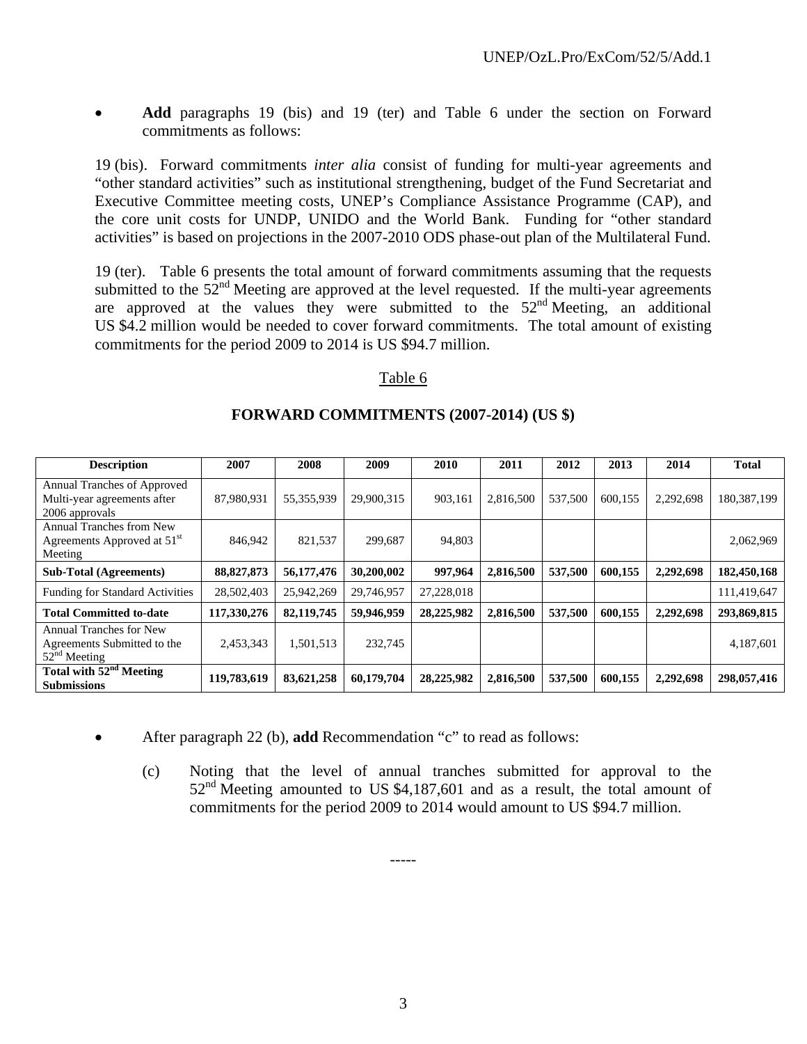- **Add** paragraphs 19 (bis) and 19 (ter) and Table 6 under the section on Forward commitments as follows:

19 (bis). Forward commitments *inter alia* consist of funding for multi-year agreements and "other standard activities" such as institutional strengthening, budget of the Fund Secretariat and Executive Committee meeting costs, UNEP's Compliance Assistance Programme (CAP), and the core unit costs for UNDP, UNIDO and the World Bank. Funding for "other standard activities" is based on projections in the 2007-2010 ODS phase-out plan of the Multilateral Fund.

19 (ter). Table 6 presents the total amount of forward commitments assuming that the requests submitted to the 52nd Meeting are approved at the level requested. If the multi-year agreements are approved at the values they were submitted to the 52nd Meeting, an additional US $4.2 million would be needed to cover forward commitments. The total amount of existing commitments for the period 2009 to 2014 is US $94.7 million.

Table 6

**FORWARD COMMITMENTS (2007-2014) (US $)**

| Description | 2007 | 2008 | 2009 | 2010 | 2011 | 2012 | 2013 | 2014 | Total |
|---|---|---|---|---|---|---|---|---|---|
| Annual Tranches of Approved Multi-year agreements after 2006 approvals | 87,980,931 | 55,355,939 | 29,900,315 | 903,161 | 2,816,500 | 537,500 | 600,155 | 2,292,698 | 180,387,199 |
| Annual Tranches from New Agreements Approved at 51st Meeting | 846,942 | 821,537 | 299,687 | 94,803 | | | | | 2,062,969 |
| **Sub-Total (Agreements)** | **88,827,873** | **56,177,476** | **30,200,002** | **997,964** | **2,816,500** | **537,500** | **600,155** | **2,292,698** | **182,450,168** |
| Funding for Standard Activities | 28,502,403 | 25,942,269 | 29,746,957 | 27,228,018 | | | | | 111,419,647 |
| **Total Committed to-date** | **117,330,276** | **82,119,745** | **59,946,959** | **28,225,982** | **2,816,500** | **537,500** | **600,155** | **2,292,698** | **293,869,815** |
| Annual Tranches for New Agreements Submitted to the 52nd Meeting | 2,453,343 | 1,501,513 | 232,745 | | | | | | 4,187,601 |
| **Total with 52nd Meeting Submissions** | **119,783,619** | **83,621,258** | **60,179,704** | **28,225,982** | **2,816,500** | **537,500** | **600,155** | **2,292,698** | **298,057,416** |

- After paragraph 22 (b), **add** Recommendation "c" to read as follows:

  (c) Noting that the level of annual tranches submitted for approval to the 52nd Meeting amounted to US $4,187,601 and as a result, the total amount of commitments for the period 2009 to 2014 would amount to US $94.7 million.

-----